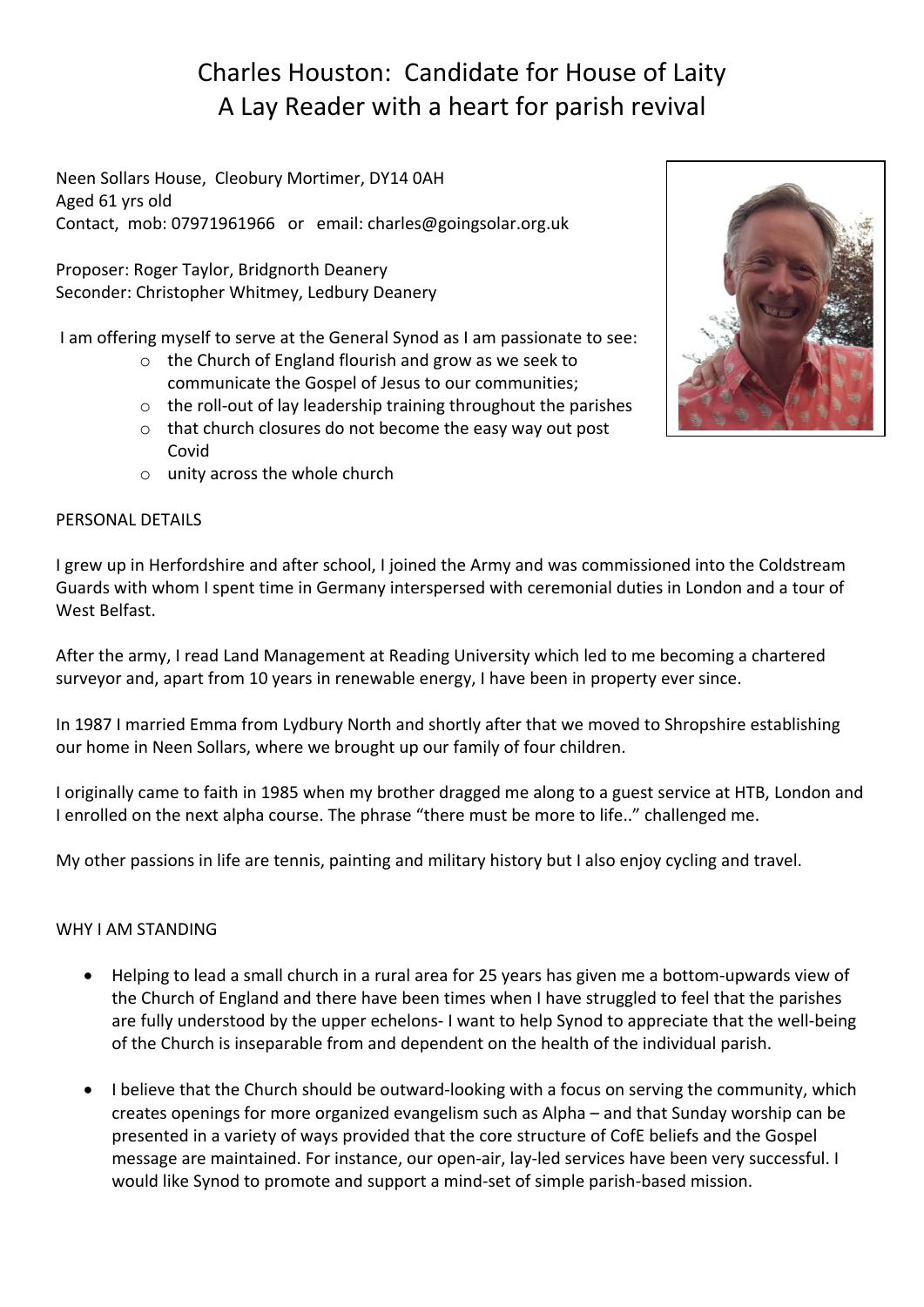# Charles Houston: Candidate for House of Laity
## A Lay Reader with a heart for parish revival

Neen Sollars House, Cleobury Mortimer, DY14 0AH
Aged 61 yrs old
Contact, mob: 07971961966 or email: charles@goingsolar.org.uk

Proposer: Roger Taylor, Bridgnorth Deanery
Seconder: Christopher Whitmey, Ledbury Deanery

I am offering myself to serve at the General Synod as I am passionate to see:

- the Church of England flourish and grow as we seek to communicate the Gospel of Jesus to our communities;
- the roll-out of lay leadership training throughout the parishes
- that church closures do not become the easy way out post Covid
- unity across the whole church

PERSONAL DETAILS

I grew up in Herfordshire and after school, I joined the Army and was commissioned into the Coldstream Guards with whom I spent time in Germany interspersed with ceremonial duties in London and a tour of West Belfast.

After the army, I read Land Management at Reading University which led to me becoming a chartered surveyor and, apart from 10 years in renewable energy, I have been in property ever since.

In 1987 I married Emma from Lydbury North and shortly after that we moved to Shropshire establishing our home in Neen Sollars, where we brought up our family of four children.

I originally came to faith in 1985 when my brother dragged me along to a guest service at HTB, London and I enrolled on the next alpha course. The phrase "there must be more to life.." challenged me.

My other passions in life are tennis, painting and military history but I also enjoy cycling and travel.

WHY I AM STANDING

- Helping to lead a small church in a rural area for 25 years has given me a bottom-upwards view of the Church of England and there have been times when I have struggled to feel that the parishes are fully understood by the upper echelons- I want to help Synod to appreciate that the well-being of the Church is inseparable from and dependent on the health of the individual parish.

- I believe that the Church should be outward-looking with a focus on serving the community, which creates openings for more organized evangelism such as Alpha – and that Sunday worship can be presented in a variety of ways provided that the core structure of CofE beliefs and the Gospel message are maintained. For instance, our open-air, lay-led services have been very successful. I would like Synod to promote and support a mind-set of simple parish-based mission.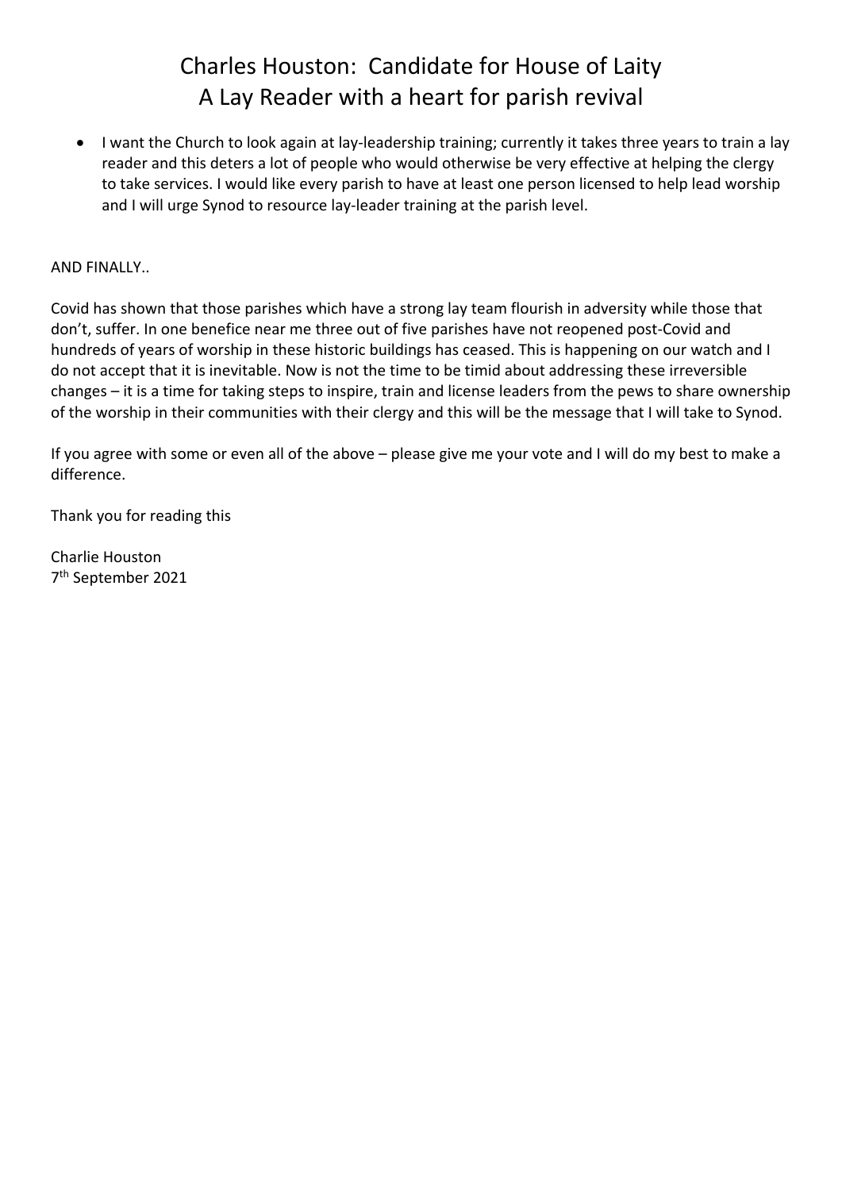# Charles Houston: Candidate for House of Laity
# A Lay Reader with a heart for parish revival

- I want the Church to look again at lay-leadership training; currently it takes three years to train a lay reader and this deters a lot of people who would otherwise be very effective at helping the clergy to take services. I would like every parish to have at least one person licensed to help lead worship and I will urge Synod to resource lay-leader training at the parish level.

AND FINALLY..

Covid has shown that those parishes which have a strong lay team flourish in adversity while those that don't, suffer. In one benefice near me three out of five parishes have not reopened post-Covid and hundreds of years of worship in these historic buildings has ceased. This is happening on our watch and I do not accept that it is inevitable. Now is not the time to be timid about addressing these irreversible changes – it is a time for taking steps to inspire, train and license leaders from the pews to share ownership of the worship in their communities with their clergy and this will be the message that I will take to Synod.

If you agree with some or even all of the above – please give me your vote and I will do my best to make a difference.

Thank you for reading this

Charlie Houston
7th September 2021